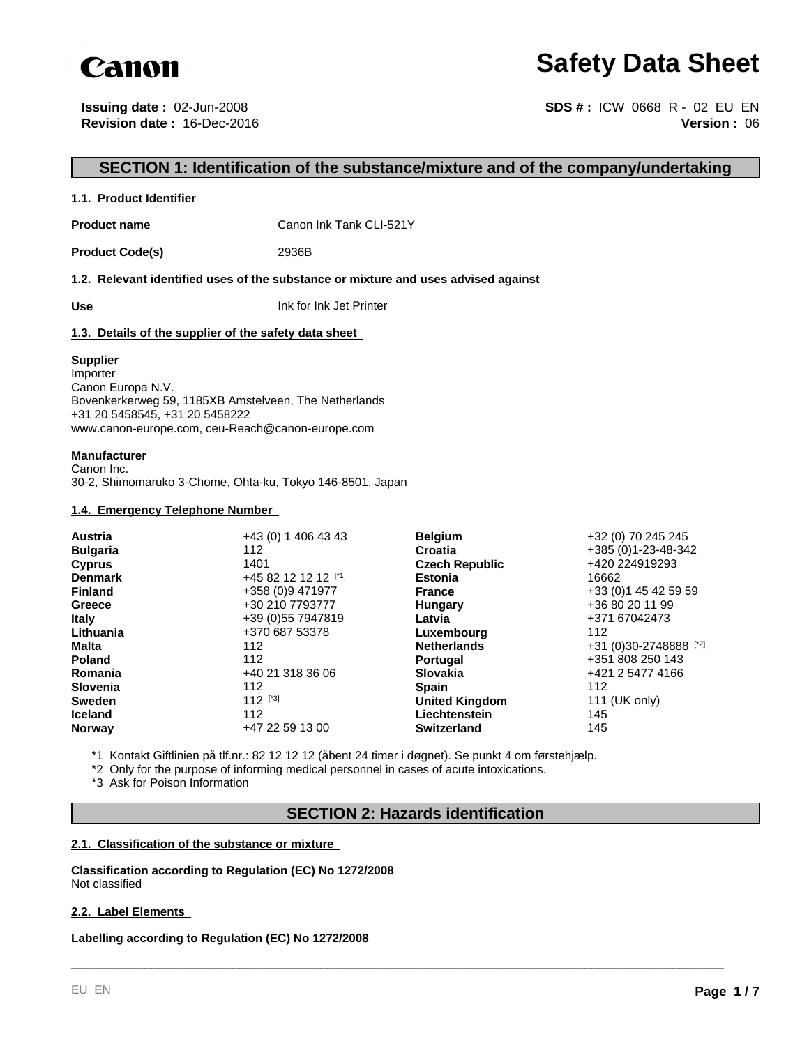Canon

# Safety Data Sheet

**Issuing date :** 02-Jun-2008
**Revision date :** 16-Dec-2016

**SDS # :** ICW 0668 R - 02 EU EN
**Version :** 06

## SECTION 1: Identification of the substance/mixture and of the company/undertaking

### 1.1. Product Identifier

**Product name** Canon Ink Tank CLI-521Y

**Product Code(s)** 2936B

### 1.2. Relevant identified uses of the substance or mixture and uses advised against

**Use** Ink for Ink Jet Printer

### 1.3. Details of the supplier of the safety data sheet

**Supplier**
Importer
Canon Europa N.V.
Bovenkerkerweg 59, 1185XB Amstelveen, The Netherlands
+31 20 5458545, +31 20 5458222
www.canon-europe.com, ceu-Reach@canon-europe.com

**Manufacturer**
Canon Inc.
30-2, Shimomaruko 3-Chome, Ohta-ku, Tokyo 146-8501, Japan

### 1.4. Emergency Telephone Number

| | | | |
|---|---|---|---|
| **Austria** | +43 (0) 1 406 43 43 | **Belgium** | +32 (0) 70 245 245 |
| **Bulgaria** | 112 | **Croatia** | +385 (0)1-23-48-342 |
| **Cyprus** | 1401 | **Czech Republic** | +420 224919293 |
| **Denmark** | +45 82 12 12 12 [*1] | **Estonia** | 16662 |
| **Finland** | +358 (0)9 471977 | **France** | +33 (0)1 45 42 59 59 |
| **Greece** | +30 210 7793777 | **Hungary** | +36 80 20 11 99 |
| **Italy** | +39 (0)55 7947819 | **Latvia** | +371 67042473 |
| **Lithuania** | +370 687 53378 | **Luxembourg** | 112 |
| **Malta** | 112 | **Netherlands** | +31 (0)30-2748888 [*2] |
| **Poland** | 112 | **Portugal** | +351 808 250 143 |
| **Romania** | +40 21 318 36 06 | **Slovakia** | +421 2 5477 4166 |
| **Slovenia** | 112 | **Spain** | 112 |
| **Sweden** | 112 [*3] | **United Kingdom** | 111 (UK only) |
| **Iceland** | 112 | **Liechtenstein** | 145 |
| **Norway** | +47 22 59 13 00 | **Switzerland** | 145 |

*1 Kontakt Giftlinien på tlf.nr.: 82 12 12 12 (åbent 24 timer i døgnet). Se punkt 4 om førstehjælp.
*2 Only for the purpose of informing medical personnel in cases of acute intoxications.
*3 Ask for Poison Information

## SECTION 2: Hazards identification

### 2.1. Classification of the substance or mixture

**Classification according to Regulation (EC) No 1272/2008**
Not classified

### 2.2. Label Elements

**Labelling according to Regulation (EC) No 1272/2008**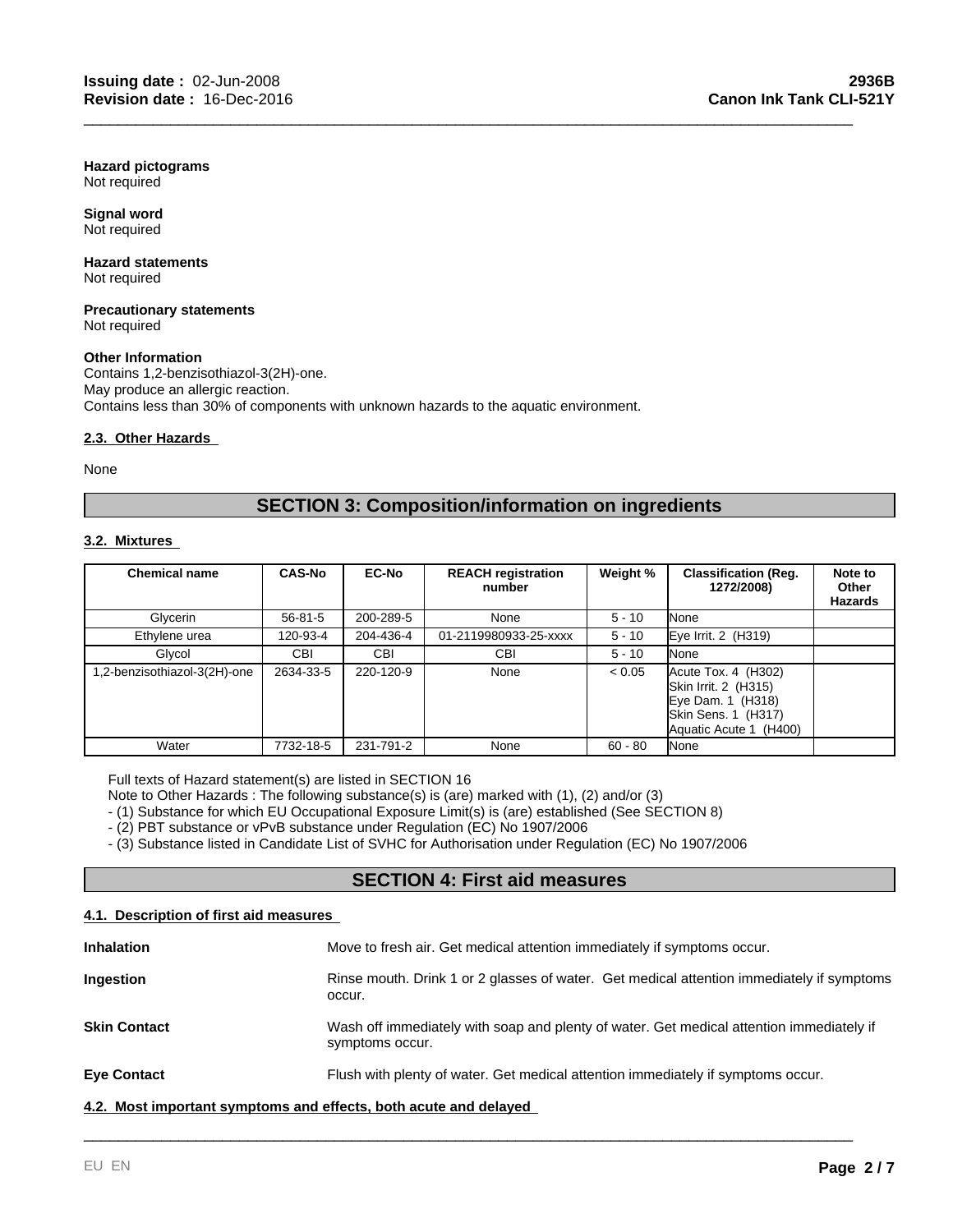**Hazard pictograms**
Not required

**Signal word**
Not required

**Hazard statements**
Not required

**Precautionary statements**
Not required

**Other Information**
Contains 1,2-benzisothiazol-3(2H)-one.
May produce an allergic reaction.
Contains less than 30% of components with unknown hazards to the aquatic environment.

### 2.3. Other Hazards

None

## SECTION 3: Composition/information on ingredients

### 3.2. Mixtures

| Chemical name | CAS-No | EC-No | REACH registration number | Weight % | Classification (Reg. 1272/2008) | Note to Other Hazards |
|---|---|---|---|---|---|---|
| Glycerin | 56-81-5 | 200-289-5 | None | 5 - 10 | None | |
| Ethylene urea | 120-93-4 | 204-436-4 | 01-2119980933-25-xxxx | 5 - 10 | Eye Irrit. 2 (H319) | |
| Glycol | CBI | CBI | CBI | 5 - 10 | None | |
| 1,2-benzisothiazol-3(2H)-one | 2634-33-5 | 220-120-9 | None | < 0.05 | Acute Tox. 4 (H302)<br>Skin Irrit. 2 (H315)<br>Eye Dam. 1 (H318)<br>Skin Sens. 1 (H317)<br>Aquatic Acute 1 (H400) | |
| Water | 7732-18-5 | 231-791-2 | None | 60 - 80 | None | |

Full texts of Hazard statement(s) are listed in SECTION 16
Note to Other Hazards : The following substance(s) is (are) marked with (1), (2) and/or (3)
- (1) Substance for which EU Occupational Exposure Limit(s) is (are) established (See SECTION 8)
- (2) PBT substance or vPvB substance under Regulation (EC) No 1907/2006
- (3) Substance listed in Candidate List of SVHC for Authorisation under Regulation (EC) No 1907/2006

## SECTION 4: First aid measures

### 4.1. Description of first aid measures

**Inhalation** Move to fresh air. Get medical attention immediately if symptoms occur.

**Ingestion** Rinse mouth. Drink 1 or 2 glasses of water. Get medical attention immediately if symptoms occur.

**Skin Contact** Wash off immediately with soap and plenty of water. Get medical attention immediately if symptoms occur.

**Eye Contact** Flush with plenty of water. Get medical attention immediately if symptoms occur.

### 4.2. Most important symptoms and effects, both acute and delayed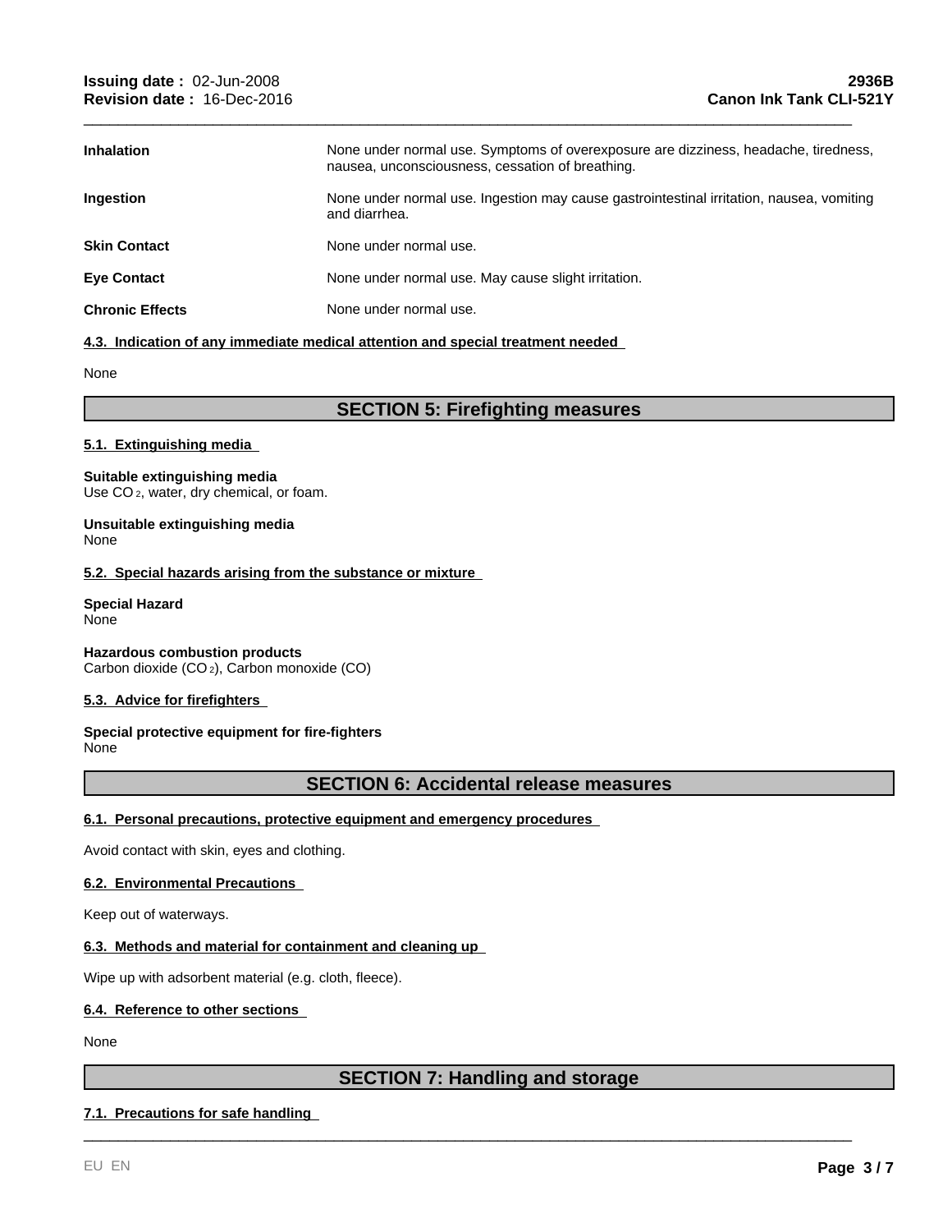| | |
|---|---|
| **Inhalation** | None under normal use. Symptoms of overexposure are dizziness, headache, tiredness, nausea, unconsciousness, cessation of breathing. |
| **Ingestion** | None under normal use. Ingestion may cause gastrointestinal irritation, nausea, vomiting and diarrhea. |
| **Skin Contact** | None under normal use. |
| **Eye Contact** | None under normal use. May cause slight irritation. |
| **Chronic Effects** | None under normal use. |

### 4.3. Indication of any immediate medical attention and special treatment needed

None

## SECTION 5: Firefighting measures

### 5.1. Extinguishing media

**Suitable extinguishing media**
Use $CO_2$, water, dry chemical, or foam.

**Unsuitable extinguishing media**
None

### 5.2. Special hazards arising from the substance or mixture

**Special Hazard**
None

**Hazardous combustion products**
Carbon dioxide ($CO_2$), Carbon monoxide (CO)

### 5.3. Advice for firefighters

**Special protective equipment for fire-fighters**
None

## SECTION 6: Accidental release measures

### 6.1. Personal precautions, protective equipment and emergency procedures

Avoid contact with skin, eyes and clothing.

### 6.2. Environmental Precautions

Keep out of waterways.

### 6.3. Methods and material for containment and cleaning up

Wipe up with adsorbent material (e.g. cloth, fleece).

### 6.4. Reference to other sections

None

## SECTION 7: Handling and storage

### 7.1. Precautions for safe handling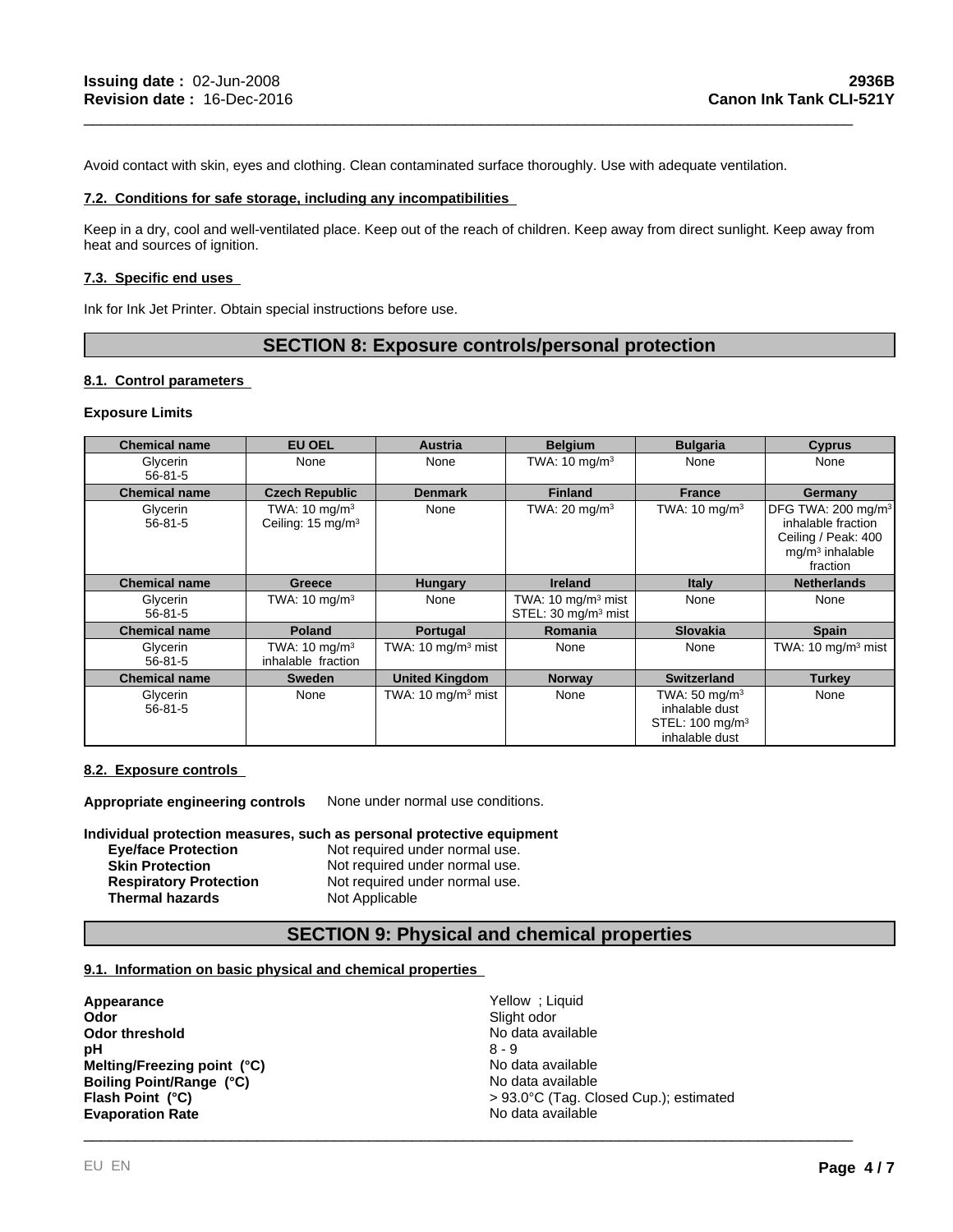Avoid contact with skin, eyes and clothing. Clean contaminated surface thoroughly. Use with adequate ventilation.

### 7.2. Conditions for safe storage, including any incompatibilities

Keep in a dry, cool and well-ventilated place. Keep out of the reach of children. Keep away from direct sunlight. Keep away from heat and sources of ignition.

### 7.3. Specific end uses

Ink for Ink Jet Printer. Obtain special instructions before use.

## SECTION 8: Exposure controls/personal protection

### 8.1. Control parameters

**Exposure Limits**

| Chemical name | EU OEL | Austria | Belgium | Bulgaria | Cyprus |
|---|---|---|---|---|---|
| Glycerin 56-81-5 | None | None | TWA: 10 mg/m³ | None | None |
| **Chemical name** | **Czech Republic** | **Denmark** | **Finland** | **France** | **Germany** |
| Glycerin 56-81-5 | TWA: 10 mg/m³ Ceiling: 15 mg/m³ | None | TWA: 20 mg/m³ | TWA: 10 mg/m³ | DFG TWA: 200 mg/m³ inhalable fraction Ceiling / Peak: 400 mg/m³ inhalable fraction |
| **Chemical name** | **Greece** | **Hungary** | **Ireland** | **Italy** | **Netherlands** |
| Glycerin 56-81-5 | TWA: 10 mg/m³ | None | TWA: 10 mg/m³ mist STEL: 30 mg/m³ mist | None | None |
| **Chemical name** | **Poland** | **Portugal** | **Romania** | **Slovakia** | **Spain** |
| Glycerin 56-81-5 | TWA: 10 mg/m³ inhalable fraction | TWA: 10 mg/m³ mist | None | None | TWA: 10 mg/m³ mist |
| **Chemical name** | **Sweden** | **United Kingdom** | **Norway** | **Switzerland** | **Turkey** |
| Glycerin 56-81-5 | None | TWA: 10 mg/m³ mist | None | TWA: 50 mg/m³ inhalable dust STEL: 100 mg/m³ inhalable dust | None |

### 8.2. Exposure controls

**Appropriate engineering controls** None under normal use conditions.

**Individual protection measures, such as personal protective equipment**

- **Eye/face Protection** Not required under normal use.
- **Skin Protection** Not required under normal use.
- **Respiratory Protection** Not required under normal use.
- **Thermal hazards** Not Applicable

## SECTION 9: Physical and chemical properties

### 9.1. Information on basic physical and chemical properties

| | |
|---|---|
| **Appearance** | Yellow ; Liquid |
| **Odor** | Slight odor |
| **Odor threshold** | No data available |
| **pH** | 8 - 9 |
| **Melting/Freezing point (°C)** | No data available |
| **Boiling Point/Range (°C)** | No data available |
| **Flash Point (°C)** | > 93.0°C (Tag. Closed Cup.); estimated |
| **Evaporation Rate** | No data available |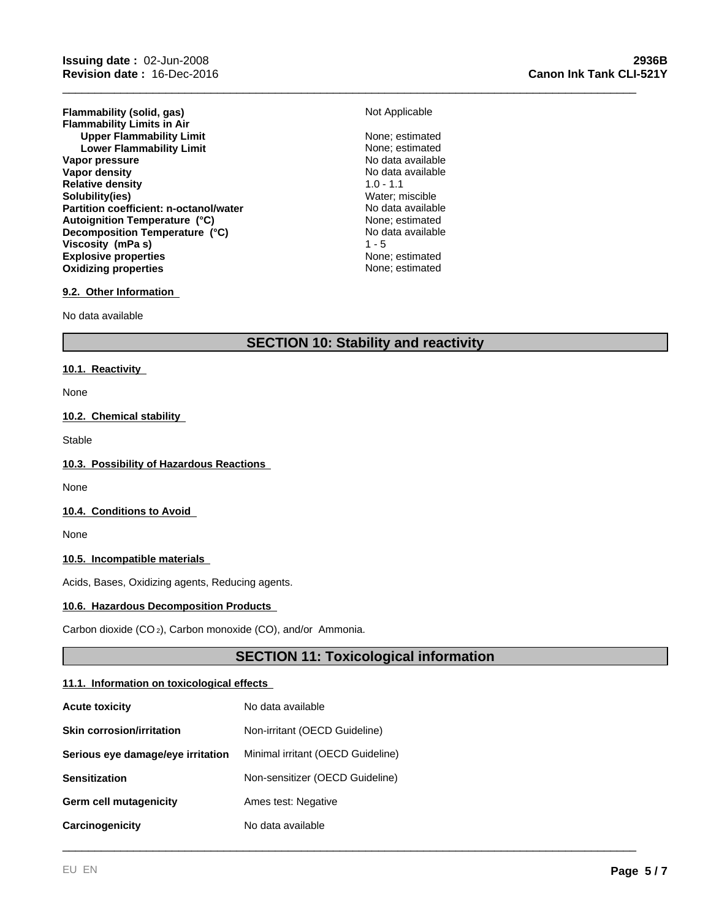| | |
|---|---|
| **Flammability (solid, gas)** | Not Applicable |
| **Flammability Limits in Air** | |
| **Upper Flammability Limit** | None; estimated |
| **Lower Flammability Limit** | None; estimated |
| **Vapor pressure** | No data available |
| **Vapor density** | No data available |
| **Relative density** | 1.0 - 1.1 |
| **Solubility(ies)** | Water; miscible |
| **Partition coefficient: n-octanol/water** | No data available |
| **Autoignition Temperature (°C)** | None; estimated |
| **Decomposition Temperature (°C)** | No data available |
| **Viscosity (mPa s)** | 1 - 5 |
| **Explosive properties** | None; estimated |
| **Oxidizing properties** | None; estimated |

### 9.2. Other Information

No data available

## SECTION 10: Stability and reactivity

### 10.1. Reactivity

None

### 10.2. Chemical stability

Stable

### 10.3. Possibility of Hazardous Reactions

None

### 10.4. Conditions to Avoid

None

### 10.5. Incompatible materials

Acids, Bases, Oxidizing agents, Reducing agents.

### 10.6. Hazardous Decomposition Products

Carbon dioxide ($CO_2$), Carbon monoxide (CO), and/or Ammonia.

## SECTION 11: Toxicological information

### 11.1. Information on toxicological effects

| | |
|---|---|
| **Acute toxicity** | No data available |
| **Skin corrosion/irritation** | Non-irritant (OECD Guideline) |
| **Serious eye damage/eye irritation** | Minimal irritant (OECD Guideline) |
| **Sensitization** | Non-sensitizer (OECD Guideline) |
| **Germ cell mutagenicity** | Ames test: Negative |
| **Carcinogenicity** | No data available |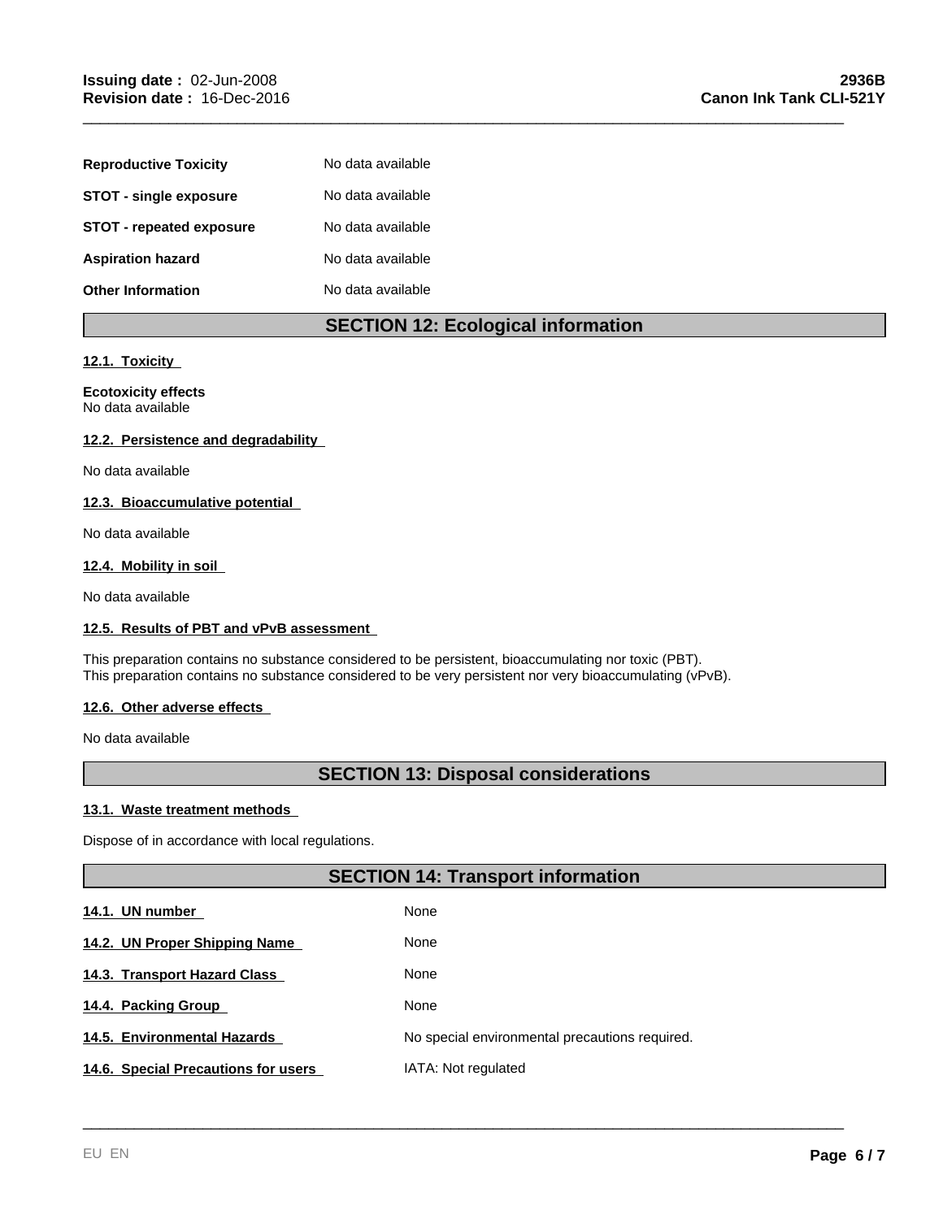| | |
|---|---|
| **Reproductive Toxicity** | No data available |
| **STOT - single exposure** | No data available |
| **STOT - repeated exposure** | No data available |
| **Aspiration hazard** | No data available |
| **Other Information** | No data available |

## SECTION 12: Ecological information

### 12.1. Toxicity

**Ecotoxicity effects**
No data available

### 12.2. Persistence and degradability

No data available

### 12.3. Bioaccumulative potential

No data available

### 12.4. Mobility in soil

No data available

### 12.5. Results of PBT and vPvB assessment

This preparation contains no substance considered to be persistent, bioaccumulating nor toxic (PBT).
This preparation contains no substance considered to be very persistent nor very bioaccumulating (vPvB).

### 12.6. Other adverse effects

No data available

## SECTION 13: Disposal considerations

### 13.1. Waste treatment methods

Dispose of in accordance with local regulations.

## SECTION 14: Transport information

| | |
|---|---|
| **14.1. UN number** | None |
| **14.2. UN Proper Shipping Name** | None |
| **14.3. Transport Hazard Class** | None |
| **14.4. Packing Group** | None |
| **14.5. Environmental Hazards** | No special environmental precautions required. |
| **14.6. Special Precautions for users** | IATA: Not regulated |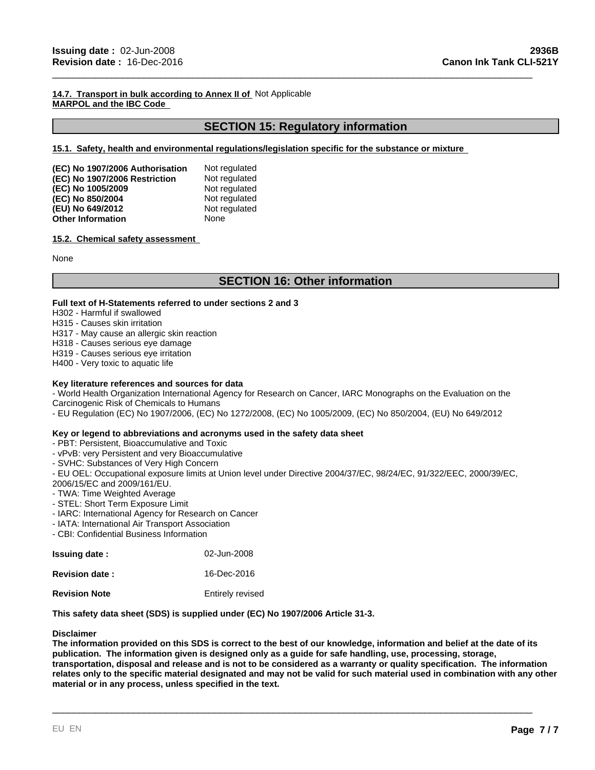**14.7. Transport in bulk according to Annex II of MARPOL and the IBC Code** Not Applicable

## SECTION 15: Regulatory information

**15.1. Safety, health and environmental regulations/legislation specific for the substance or mixture**

| | |
|---|---|
| **(EC) No 1907/2006 Authorisation** | Not regulated |
| **(EC) No 1907/2006 Restriction** | Not regulated |
| **(EC) No 1005/2009** | Not regulated |
| **(EC) No 850/2004** | Not regulated |
| **(EU) No 649/2012** | Not regulated |
| **Other Information** | None |

**15.2. Chemical safety assessment**

None

## SECTION 16: Other information

**Full text of H-Statements referred to under sections 2 and 3**

H302 - Harmful if swallowed
H315 - Causes skin irritation
H317 - May cause an allergic skin reaction
H318 - Causes serious eye damage
H319 - Causes serious eye irritation
H400 - Very toxic to aquatic life

**Key literature references and sources for data**

- World Health Organization International Agency for Research on Cancer, IARC Monographs on the Evaluation on the Carcinogenic Risk of Chemicals to Humans
- EU Regulation (EC) No 1907/2006, (EC) No 1272/2008, (EC) No 1005/2009, (EC) No 850/2004, (EU) No 649/2012

**Key or legend to abbreviations and acronyms used in the safety data sheet**

- PBT: Persistent, Bioaccumulative and Toxic
- vPvB: very Persistent and very Bioaccumulative
- SVHC: Substances of Very High Concern
- EU OEL: Occupational exposure limits at Union level under Directive 2004/37/EC, 98/24/EC, 91/322/EEC, 2000/39/EC, 2006/15/EC and 2009/161/EU.
- TWA: Time Weighted Average
- STEL: Short Term Exposure Limit
- IARC: International Agency for Research on Cancer
- IATA: International Air Transport Association
- CBI: Confidential Business Information

| | |
|---|---|
| **Issuing date :** | 02-Jun-2008 |
| **Revision date :** | 16-Dec-2016 |
| **Revision Note** | Entirely revised |

**This safety data sheet (SDS) is supplied under (EC) No 1907/2006 Article 31-3.**

**Disclaimer**

**The information provided on this SDS is correct to the best of our knowledge, information and belief at the date of its publication. The information given is designed only as a guide for safe handling, use, processing, storage, transportation, disposal and release and is not to be considered as a warranty or quality specification. The information relates only to the specific material designated and may not be valid for such material used in combination with any other material or in any process, unless specified in the text.**